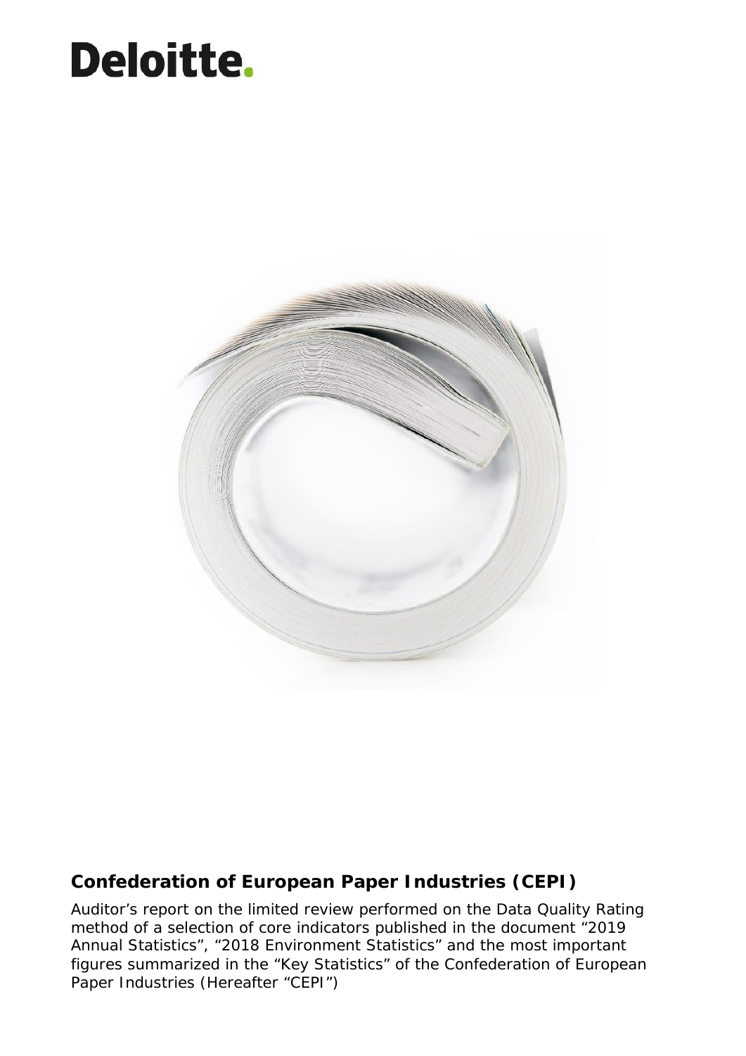Deloitte.

## Confederation of European Paper Industries (CEPI)

Auditor’s report on the limited review performed on the Data Quality Rating method of a selection of core indicators published in the document “2019 Annual Statistics”, “2018 Environment Statistics” and the most important figures summarized in the “Key Statistics” of the Confederation of European Paper Industries (Hereafter “CEPI”)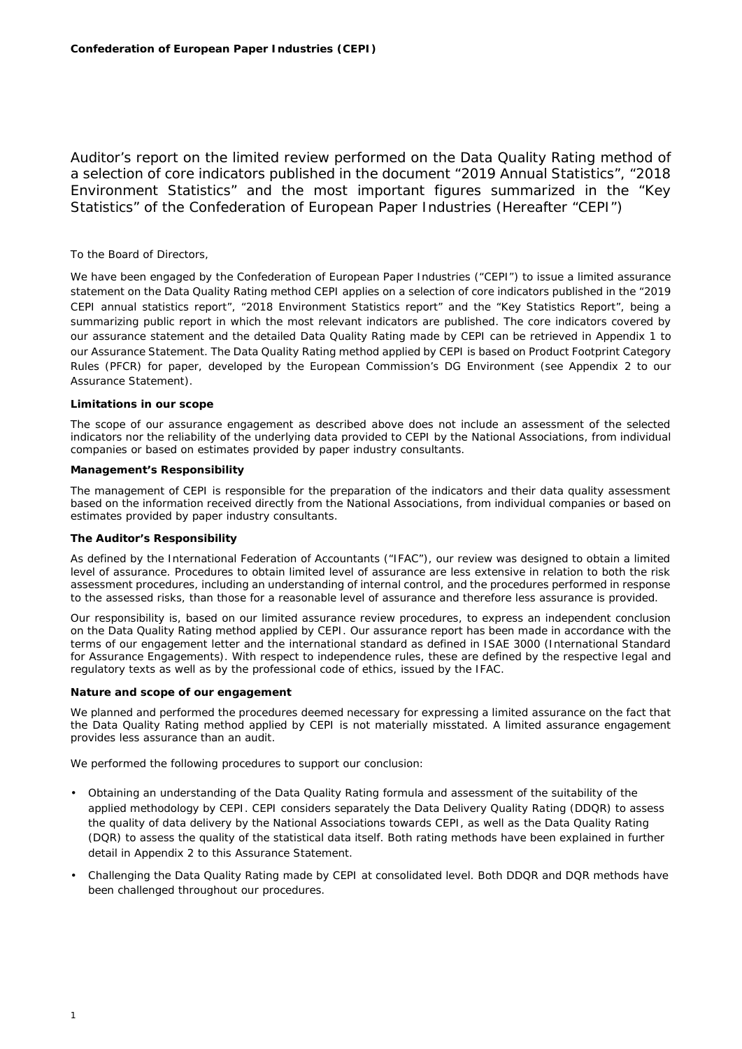Auditor’s report on the limited review performed on the Data Quality Rating method of a selection of core indicators published in the document “2019 Annual Statistics”, “2018 Environment Statistics” and the most important figures summarized in the “Key Statistics” of the Confederation of European Paper Industries (Hereafter “CEPI”)

To the Board of Directors,

We have been engaged by the Confederation of European Paper Industries (“CEPI”) to issue a limited assurance statement on the Data Quality Rating method CEPI applies on a selection of core indicators published in the “2019 CEPI annual statistics report”, “2018 Environment Statistics report” and the “Key Statistics Report”, being a summarizing public report in which the most relevant indicators are published. The core indicators covered by our assurance statement and the detailed Data Quality Rating made by CEPI can be retrieved in Appendix 1 to our Assurance Statement. The Data Quality Rating method applied by CEPI is based on Product Footprint Category Rules (PFCR) for paper, developed by the European Commission’s DG Environment (see Appendix 2 to our Assurance Statement).

**Limitations in our scope**

The scope of our assurance engagement as described above does not include an assessment of the selected indicators nor the reliability of the underlying data provided to CEPI by the National Associations, from individual companies or based on estimates provided by paper industry consultants.

**Management’s Responsibility**

The management of CEPI is responsible for the preparation of the indicators and their data quality assessment based on the information received directly from the National Associations, from individual companies or based on estimates provided by paper industry consultants.

**The Auditor’s Responsibility**

As defined by the International Federation of Accountants (“IFAC”), our review was designed to obtain a limited level of assurance. Procedures to obtain limited level of assurance are less extensive in relation to both the risk assessment procedures, including an understanding of internal control, and the procedures performed in response to the assessed risks, than those for a reasonable level of assurance and therefore less assurance is provided.

Our responsibility is, based on our limited assurance review procedures, to express an independent conclusion on the Data Quality Rating method applied by CEPI. Our assurance report has been made in accordance with the terms of our engagement letter and the international standard as defined in ISAE 3000 (International Standard for Assurance Engagements). With respect to independence rules, these are defined by the respective legal and regulatory texts as well as by the professional code of ethics, issued by the IFAC.

**Nature and scope of our engagement**

We planned and performed the procedures deemed necessary for expressing a limited assurance on the fact that the Data Quality Rating method applied by CEPI is not materially misstated. A limited assurance engagement provides less assurance than an audit.

We performed the following procedures to support our conclusion:

- Obtaining an understanding of the Data Quality Rating formula and assessment of the suitability of the applied methodology by CEPI. CEPI considers separately the Data Delivery Quality Rating (DDQR) to assess the quality of data delivery by the National Associations towards CEPI, as well as the Data Quality Rating (DQR) to assess the quality of the statistical data itself. Both rating methods have been explained in further detail in Appendix 2 to this Assurance Statement.
- Challenging the Data Quality Rating made by CEPI at consolidated level. Both DDQR and DQR methods have been challenged throughout our procedures.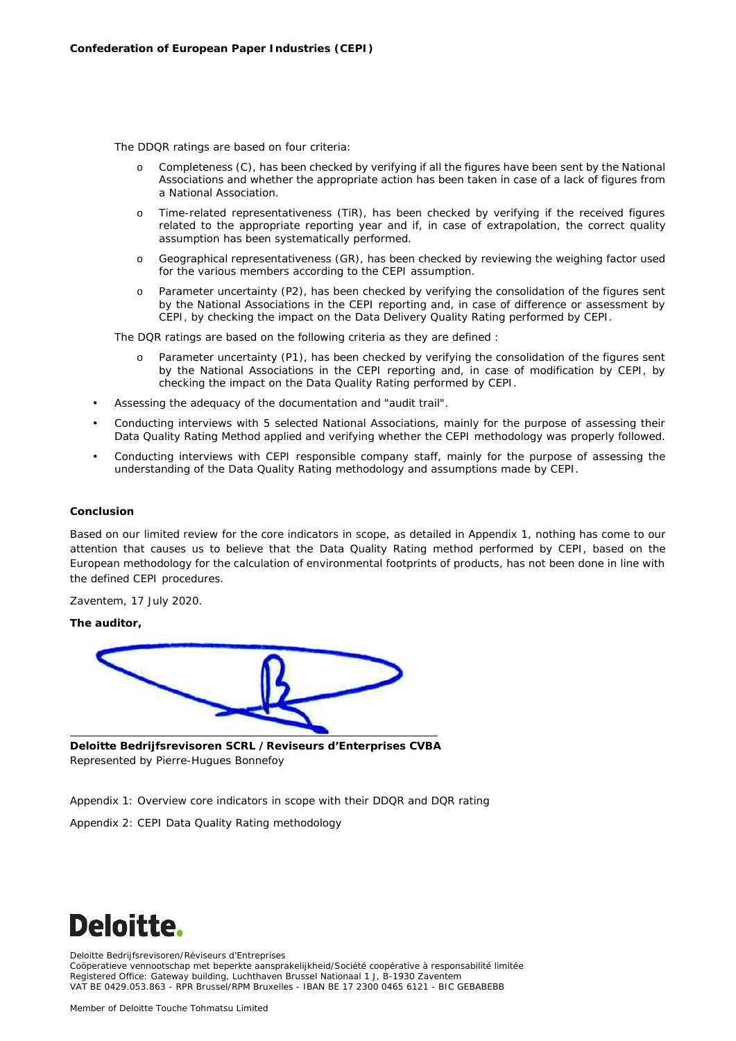The DDQR ratings are based on four criteria:

- o Completeness (C), has been checked by verifying if all the figures have been sent by the National Associations and whether the appropriate action has been taken in case of a lack of figures from a National Association.
- o Time-related representativeness (TiR), has been checked by verifying if the received figures related to the appropriate reporting year and if, in case of extrapolation, the correct quality assumption has been systematically performed.
- o Geographical representativeness (GR), has been checked by reviewing the weighing factor used for the various members according to the CEPI assumption.
- o Parameter uncertainty (P2), has been checked by verifying the consolidation of the figures sent by the National Associations in the CEPI reporting and, in case of difference or assessment by CEPI, by checking the impact on the Data Delivery Quality Rating performed by CEPI.

The DQR ratings are based on the following criteria as they are defined :

- o Parameter uncertainty (P1), has been checked by verifying the consolidation of the figures sent by the National Associations in the CEPI reporting and, in case of modification by CEPI, by checking the impact on the Data Quality Rating performed by CEPI.

- Assessing the adequacy of the documentation and "audit trail".
- Conducting interviews with 5 selected National Associations, mainly for the purpose of assessing their Data Quality Rating Method applied and verifying whether the CEPI methodology was properly followed.
- Conducting interviews with CEPI responsible company staff, mainly for the purpose of assessing the understanding of the Data Quality Rating methodology and assumptions made by CEPI.

**Conclusion**

Based on our limited review for the core indicators in scope, as detailed in Appendix 1, nothing has come to our attention that causes us to believe that the Data Quality Rating method performed by CEPI, based on the European methodology for the calculation of environmental footprints of products, has not been done in line with the defined CEPI procedures.

Zaventem, 17 July 2020.

**The auditor,**

**Deloitte Bedrijfsrevisoren SCRL / Reviseurs d'Enterprises CVBA**
Represented by Pierre-Hugues Bonnefoy

Appendix 1: Overview core indicators in scope with their DDQR and DQR rating

Appendix 2: CEPI Data Quality Rating methodology

Deloitte.

Deloitte Bedrijfsrevisoren/Réviseurs d'Entreprises
Coöperatieve vennootschap met beperkte aansprakelijkheid/Société coopérative à responsabilité limitée
Registered Office: Gateway building, Luchthaven Brussel Nationaal 1 J, B-1930 Zaventem
VAT BE 0429.053.863 - RPR Brussel/RPM Bruxelles - IBAN BE 17 2300 0465 6121 - BIC GEBABEBB

Member of Deloitte Touche Tohmatsu Limited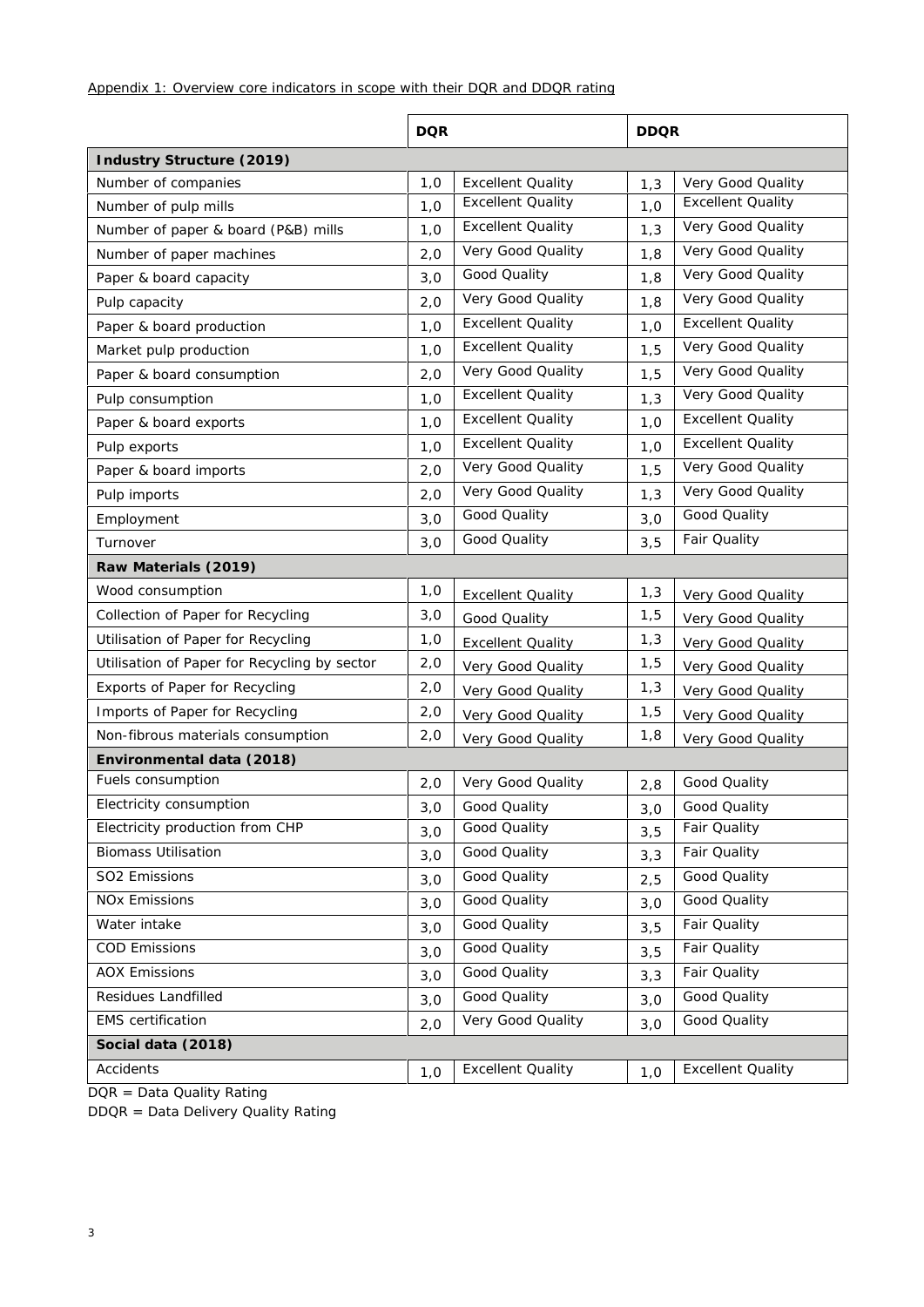Appendix 1: Overview core indicators in scope with their DQR and DDQR rating

| | DQR | | DDQR | |
|---|---|---|---|---|
| **Industry Structure (2019)** | | | | |
| Number of companies | 1,0 | Excellent Quality | 1,3 | Very Good Quality |
| Number of pulp mills | 1,0 | Excellent Quality | 1,0 | Excellent Quality |
| Number of paper & board (P&B) mills | 1,0 | Excellent Quality | 1,3 | Very Good Quality |
| Number of paper machines | 2,0 | Very Good Quality | 1,8 | Very Good Quality |
| Paper & board capacity | 3,0 | Good Quality | 1,8 | Very Good Quality |
| Pulp capacity | 2,0 | Very Good Quality | 1,8 | Very Good Quality |
| Paper & board production | 1,0 | Excellent Quality | 1,0 | Excellent Quality |
| Market pulp production | 1,0 | Excellent Quality | 1,5 | Very Good Quality |
| Paper & board consumption | 2,0 | Very Good Quality | 1,5 | Very Good Quality |
| Pulp consumption | 1,0 | Excellent Quality | 1,3 | Very Good Quality |
| Paper & board exports | 1,0 | Excellent Quality | 1,0 | Excellent Quality |
| Pulp exports | 1,0 | Excellent Quality | 1,0 | Excellent Quality |
| Paper & board imports | 2,0 | Very Good Quality | 1,5 | Very Good Quality |
| Pulp imports | 2,0 | Very Good Quality | 1,3 | Very Good Quality |
| Employment | 3,0 | Good Quality | 3,0 | Good Quality |
| Turnover | 3,0 | Good Quality | 3,5 | Fair Quality |
| **Raw Materials (2019)** | | | | |
| Wood consumption | 1,0 | Excellent Quality | 1,3 | Very Good Quality |
| Collection of Paper for Recycling | 3,0 | Good Quality | 1,5 | Very Good Quality |
| Utilisation of Paper for Recycling | 1,0 | Excellent Quality | 1,3 | Very Good Quality |
| Utilisation of Paper for Recycling by sector | 2,0 | Very Good Quality | 1,5 | Very Good Quality |
| Exports of Paper for Recycling | 2,0 | Very Good Quality | 1,3 | Very Good Quality |
| Imports of Paper for Recycling | 2,0 | Very Good Quality | 1,5 | Very Good Quality |
| Non-fibrous materials consumption | 2,0 | Very Good Quality | 1,8 | Very Good Quality |
| **Environmental data (2018)** | | | | |
| Fuels consumption | 2,0 | Very Good Quality | 2,8 | Good Quality |
| Electricity consumption | 3,0 | Good Quality | 3,0 | Good Quality |
| Electricity production from CHP | 3,0 | Good Quality | 3,5 | Fair Quality |
| Biomass Utilisation | 3,0 | Good Quality | 3,3 | Fair Quality |
| $SO_2$ Emissions | 3,0 | Good Quality | 2,5 | Good Quality |
| $NO_x$ Emissions | 3,0 | Good Quality | 3,0 | Good Quality |
| Water intake | 3,0 | Good Quality | 3,5 | Fair Quality |
| COD Emissions | 3,0 | Good Quality | 3,5 | Fair Quality |
| AOX Emissions | 3,0 | Good Quality | 3,3 | Fair Quality |
| Residues Landfilled | 3,0 | Good Quality | 3,0 | Good Quality |
| EMS certification | 2,0 | Very Good Quality | 3,0 | Good Quality |
| **Social data (2018)** | | | | |
| Accidents | 1,0 | Excellent Quality | 1,0 | Excellent Quality |

DQR = Data Quality Rating
DDQR = Data Delivery Quality Rating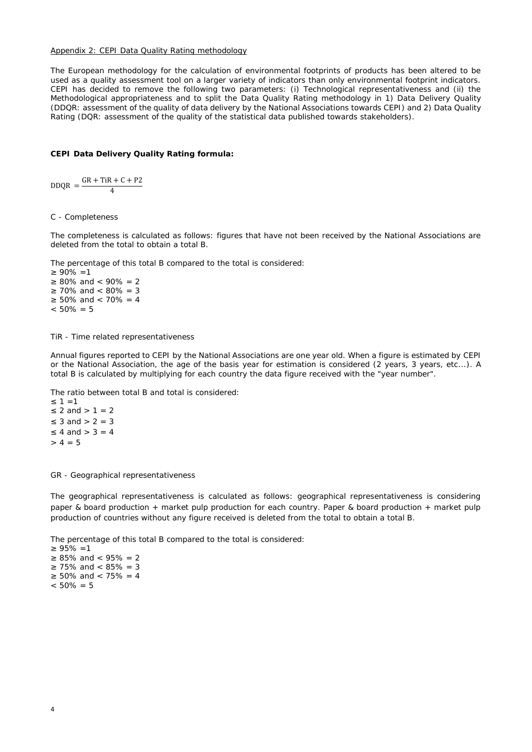Appendix 2: CEPI Data Quality Rating methodology

The European methodology for the calculation of environmental footprints of products has been altered to be used as a quality assessment tool on a larger variety of indicators than only environmental footprint indicators. CEPI has decided to remove the following two parameters: (i) Technological representativeness and (ii) the Methodological appropriateness and to split the Data Quality Rating methodology in 1) Data Delivery Quality (DDQR: assessment of the quality of data delivery by the National Associations towards CEPI) and 2) Data Quality Rating (DQR: assessment of the quality of the statistical data published towards stakeholders).

**CEPI Data Delivery Quality Rating formula:**

$$\mathrm{DDQR} = \frac{\mathrm{GR} + \mathrm{TiR} + \mathrm{C} + \mathrm{P2}}{4}$$

C - Completeness

The completeness is calculated as follows: figures that have not been received by the National Associations are deleted from the total to obtain a total B.

The percentage of this total B compared to the total is considered:
≥ 90% =1
≥ 80% and < 90% = 2
≥ 70% and < 80% = 3
≥ 50% and < 70% = 4
< 50% = 5

TiR - Time related representativeness

Annual figures reported to CEPI by the National Associations are one year old. When a figure is estimated by CEPI or the National Association, the age of the basis year for estimation is considered (2 years, 3 years, etc...). A total B is calculated by multiplying for each country the data figure received with the "year number".

The ratio between total B and total is considered:
≤ 1 =1
≤ 2 and > 1 = 2
≤ 3 and > 2 = 3
≤ 4 and > 3 = 4
> 4 = 5

GR - Geographical representativeness

The geographical representativeness is calculated as follows: geographical representativeness is considering paper & board production + market pulp production for each country. Paper & board production + market pulp production of countries without any figure received is deleted from the total to obtain a total B.

The percentage of this total B compared to the total is considered:
≥ 95% =1
≥ 85% and < 95% = 2
≥ 75% and < 85% = 3
≥ 50% and < 75% = 4
< 50% = 5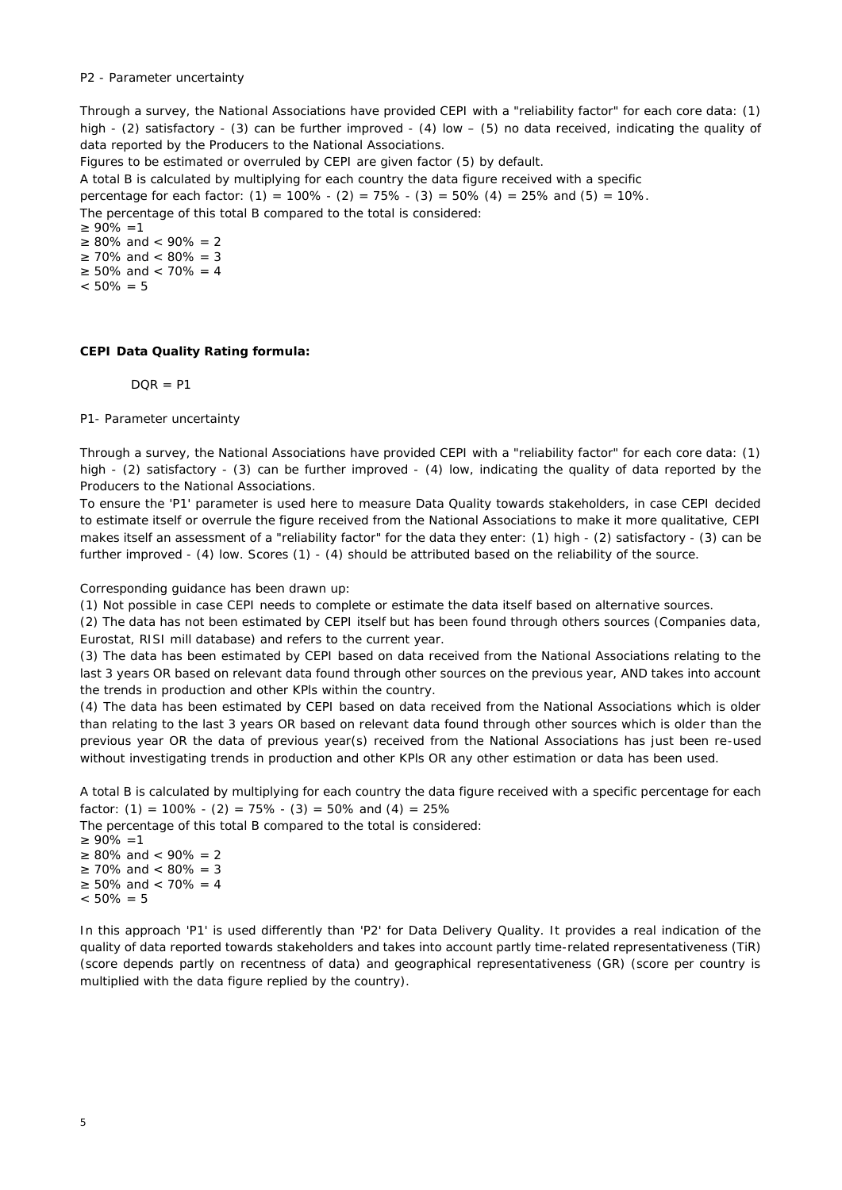P2 - Parameter uncertainty

Through a survey, the National Associations have provided CEPI with a "reliability factor" for each core data: (1) high - (2) satisfactory - (3) can be further improved - (4) low – (5) no data received, indicating the quality of data reported by the Producers to the National Associations.

Figures to be estimated or overruled by CEPI are given factor (5) by default.

A total B is calculated by multiplying for each country the data figure received with a specific percentage for each factor: (1) = 100% - (2) = 75% - (3) = 50% (4) = 25% and (5) = 10%.

The percentage of this total B compared to the total is considered:

≥ 90% =1
≥ 80% and < 90% = 2
≥ 70% and < 80% = 3
≥ 50% and < 70% = 4
< 50% = 5

**CEPI Data Quality Rating formula:**

DQR = P1

P1- Parameter uncertainty

Through a survey, the National Associations have provided CEPI with a "reliability factor" for each core data: (1) high - (2) satisfactory - (3) can be further improved - (4) low, indicating the quality of data reported by the Producers to the National Associations.

To ensure the 'P1' parameter is used here to measure Data Quality towards stakeholders, in case CEPI decided to estimate itself or overrule the figure received from the National Associations to make it more qualitative, CEPI makes itself an assessment of a "reliability factor" for the data they enter: (1) high - (2) satisfactory - (3) can be further improved - (4) low. Scores (1) - (4) should be attributed based on the reliability of the source.

Corresponding guidance has been drawn up:

(1) Not possible in case CEPI needs to complete or estimate the data itself based on alternative sources.

(2) The data has not been estimated by CEPI itself but has been found through others sources (Companies data, Eurostat, RISI mill database) and refers to the current year.

(3) The data has been estimated by CEPI based on data received from the National Associations relating to the last 3 years OR based on relevant data found through other sources on the previous year, AND takes into account the trends in production and other KPIs within the country.

(4) The data has been estimated by CEPI based on data received from the National Associations which is older than relating to the last 3 years OR based on relevant data found through other sources which is older than the previous year OR the data of previous year(s) received from the National Associations has just been re-used without investigating trends in production and other KPIs OR any other estimation or data has been used.

A total B is calculated by multiplying for each country the data figure received with a specific percentage for each factor: (1) = 100% - (2) = 75% - (3) = 50% and (4) = 25%

The percentage of this total B compared to the total is considered:

≥ 90% =1
≥ 80% and < 90% = 2
≥ 70% and < 80% = 3
≥ 50% and < 70% = 4
< 50% = 5

In this approach 'P1' is used differently than 'P2' for Data Delivery Quality. It provides a real indication of the quality of data reported towards stakeholders and takes into account partly time-related representativeness (TiR) (score depends partly on recentness of data) and geographical representativeness (GR) (score per country is multiplied with the data figure replied by the country).